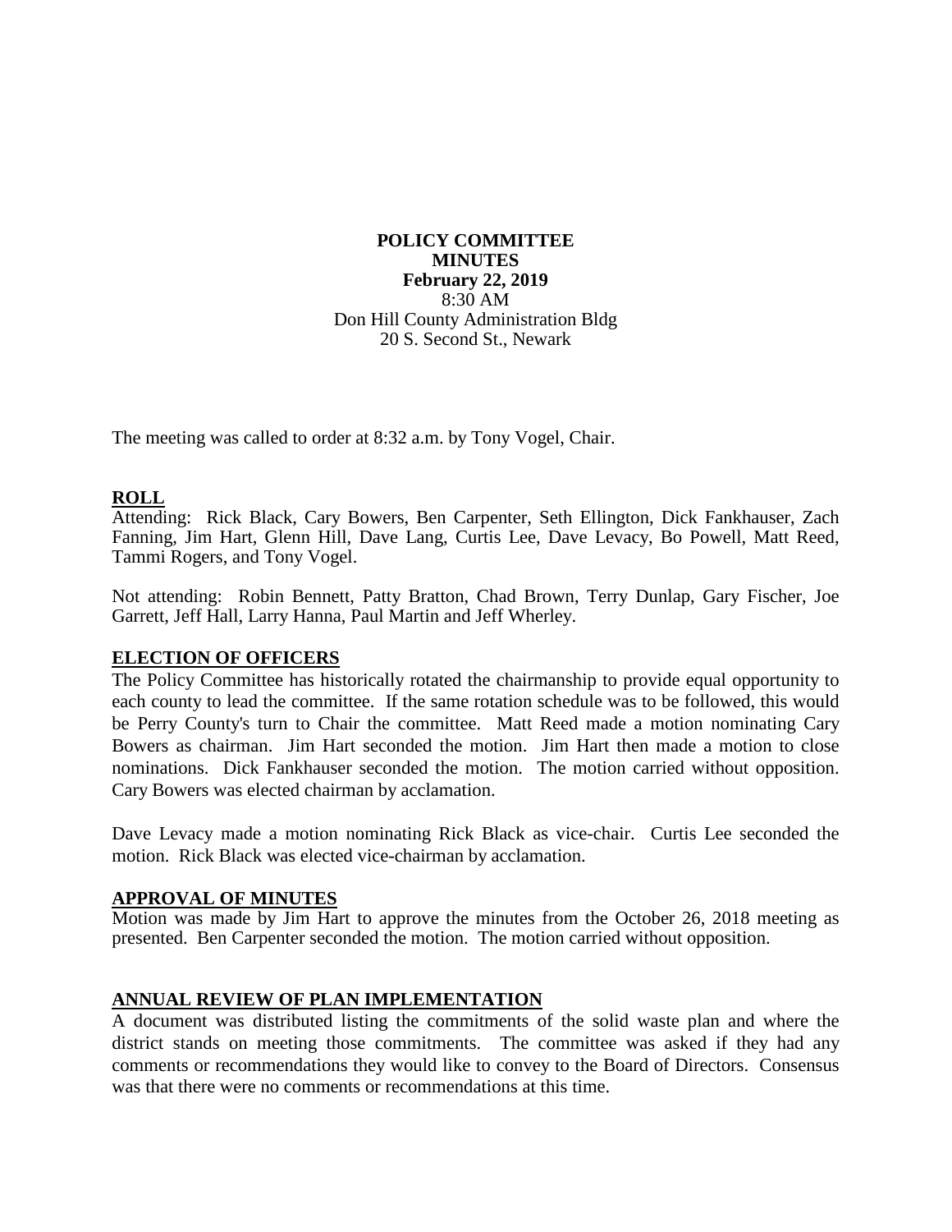**POLICY COMMITTEE**
**MINUTES**
**February 22, 2019**
8:30 AM
Don Hill County Administration Bldg
20 S. Second St., Newark

The meeting was called to order at 8:32 a.m. by Tony Vogel, Chair.

## ROLL

Attending: Rick Black, Cary Bowers, Ben Carpenter, Seth Ellington, Dick Fankhauser, Zach Fanning, Jim Hart, Glenn Hill, Dave Lang, Curtis Lee, Dave Levacy, Bo Powell, Matt Reed, Tammi Rogers, and Tony Vogel.

Not attending: Robin Bennett, Patty Bratton, Chad Brown, Terry Dunlap, Gary Fischer, Joe Garrett, Jeff Hall, Larry Hanna, Paul Martin and Jeff Wherley.

## ELECTION OF OFFICERS

The Policy Committee has historically rotated the chairmanship to provide equal opportunity to each county to lead the committee. If the same rotation schedule was to be followed, this would be Perry County's turn to Chair the committee. Matt Reed made a motion nominating Cary Bowers as chairman. Jim Hart seconded the motion. Jim Hart then made a motion to close nominations. Dick Fankhauser seconded the motion. The motion carried without opposition. Cary Bowers was elected chairman by acclamation.

Dave Levacy made a motion nominating Rick Black as vice-chair. Curtis Lee seconded the motion. Rick Black was elected vice-chairman by acclamation.

## APPROVAL OF MINUTES

Motion was made by Jim Hart to approve the minutes from the October 26, 2018 meeting as presented. Ben Carpenter seconded the motion. The motion carried without opposition.

## ANNUAL REVIEW OF PLAN IMPLEMENTATION

A document was distributed listing the commitments of the solid waste plan and where the district stands on meeting those commitments. The committee was asked if they had any comments or recommendations they would like to convey to the Board of Directors. Consensus was that there were no comments or recommendations at this time.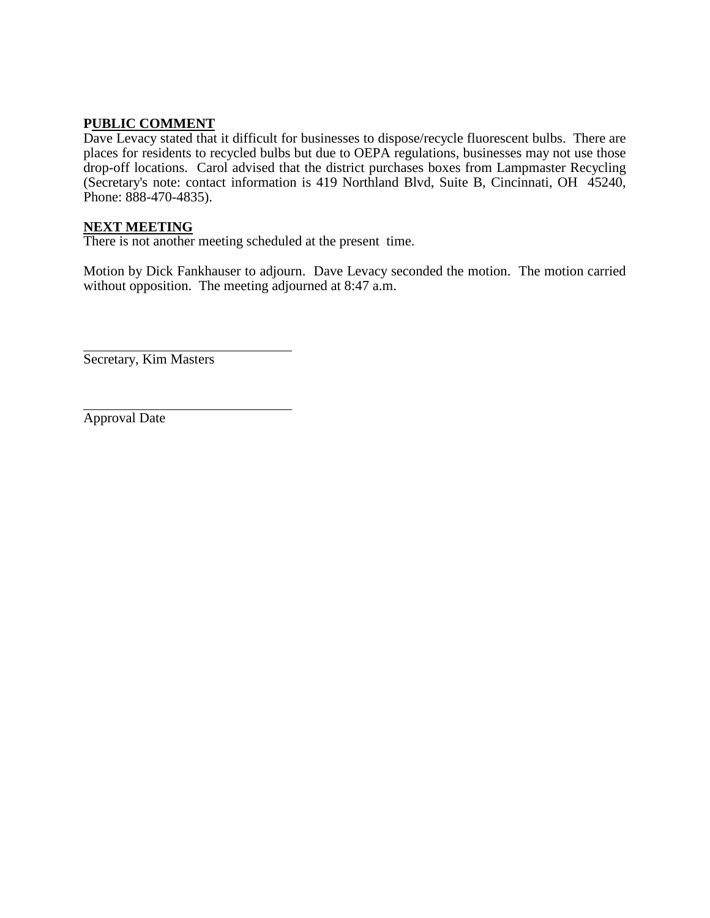**PUBLIC COMMENT**

Dave Levacy stated that it difficult for businesses to dispose/recycle fluorescent bulbs. There are places for residents to recycled bulbs but due to OEPA regulations, businesses may not use those drop-off locations. Carol advised that the district purchases boxes from Lampmaster Recycling (Secretary's note: contact information is 419 Northland Blvd, Suite B, Cincinnati, OH 45240, Phone: 888-470-4835).

**NEXT MEETING**

There is not another meeting scheduled at the present time.

Motion by Dick Fankhauser to adjourn. Dave Levacy seconded the motion. The motion carried without opposition. The meeting adjourned at 8:47 a.m.

\_\_\_\_\_\_\_\_\_\_\_\_\_\_\_\_\_\_\_\_\_\_\_\_\_\_\_\_\_\_

Secretary, Kim Masters

\_\_\_\_\_\_\_\_\_\_\_\_\_\_\_\_\_\_\_\_\_\_\_\_\_\_\_\_\_\_

Approval Date